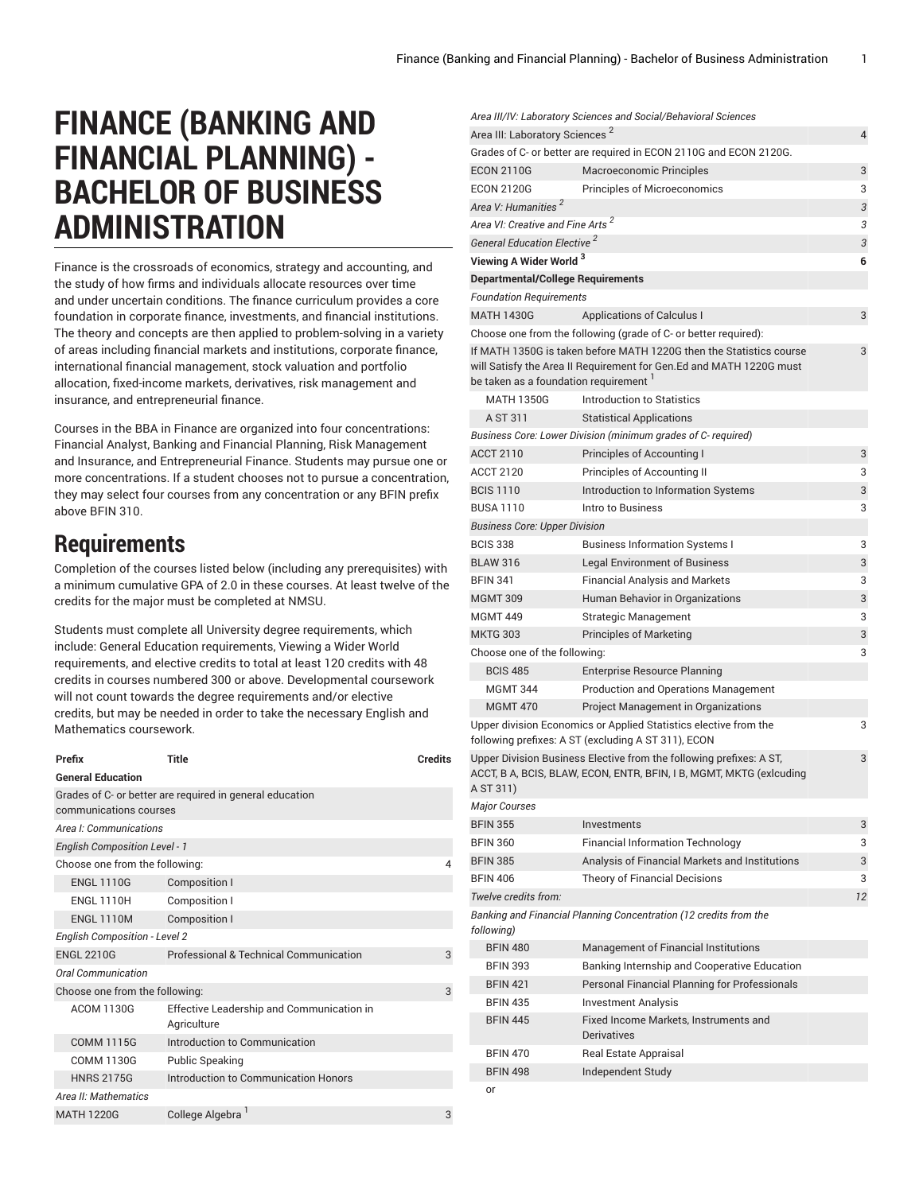# FINANCE (BANKING AND FINANCIAL PLANNING) - BACHELOR OF BUSINESS ADMINISTRATION

Finance is the crossroads of economics, strategy and accounting, and the study of how firms and individuals allocate resources over time and under uncertain conditions. The finance curriculum provides a core foundation in corporate finance, investments, and financial institutions. The theory and concepts are then applied to problem-solving in a variety of areas including financial markets and institutions, corporate finance, international financial management, stock valuation and portfolio allocation, fixed-income markets, derivatives, risk management and insurance, and entrepreneurial finance.

Courses in the BBA in Finance are organized into four concentrations: Financial Analyst, Banking and Financial Planning, Risk Management and Insurance, and Entrepreneurial Finance. Students may pursue one or more concentrations. If a student chooses not to pursue a concentration, they may select four courses from any concentration or any BFIN prefix above BFIN 310.

## Requirements

Completion of the courses listed below (including any prerequisites) with a minimum cumulative GPA of 2.0 in these courses. At least twelve of the credits for the major must be completed at NMSU.

Students must complete all University degree requirements, which include: General Education requirements, Viewing a Wider World requirements, and elective credits to total at least 120 credits with 48 credits in courses numbered 300 or above. Developmental coursework will not count towards the degree requirements and/or elective credits, but may be needed in order to take the necessary English and Mathematics coursework.

| Prefix | Title | Credits |
|---|---|---|
| **General Education** | | |
| Grades of C- or better are required in general education communications courses | | |
| *Area I: Communications* | | |
| *English Composition Level - 1* | | |
| Choose one from the following: | | 4 |
| ENGL 1110G | Composition I | |
| ENGL 1110H | Composition I | |
| ENGL 1110M | Composition I | |
| *English Composition - Level 2* | | |
| ENGL 2210G | Professional & Technical Communication | 3 |
| *Oral Communication* | | |
| Choose one from the following: | | 3 |
| ACOM 1130G | Effective Leadership and Communication in Agriculture | |
| COMM 1115G | Introduction to Communication | |
| COMM 1130G | Public Speaking | |
| HNRS 2175G | Introduction to Communication Honors | |
| *Area II: Mathematics* | | |
| MATH 1220G | College Algebra [1] | 3 |
| *Area III/IV: Laboratory Sciences and Social/Behavioral Sciences* | | |
| Area III: Laboratory Sciences [2] | | 4 |
| Grades of C- or better are required in ECON 2110G and ECON 2120G. | | |
| ECON 2110G | Macroeconomic Principles | 3 |
| ECON 2120G | Principles of Microeconomics | 3 |
| *Area V: Humanities [2]* | | *3* |
| *Area VI: Creative and Fine Arts [2]* | | *3* |
| *General Education Elective [2]* | | *3* |
| **Viewing A Wider World [3]** | | **6** |
| **Departmental/College Requirements** | | |
| *Foundation Requirements* | | |
| MATH 1430G | Applications of Calculus I | 3 |
| Choose one from the following (grade of C- or better required): | | |
| If MATH 1350G is taken before MATH 1220G then the Statistics course will Satisfy the Area II Requirement for Gen.Ed and MATH 1220G must be taken as a foundation requirement [1] | | 3 |
| MATH 1350G | Introduction to Statistics | |
| A ST 311 | Statistical Applications | |
| *Business Core: Lower Division (minimum grades of C- required)* | | |
| ACCT 2110 | Principles of Accounting I | 3 |
| ACCT 2120 | Principles of Accounting II | 3 |
| BCIS 1110 | Introduction to Information Systems | 3 |
| BUSA 1110 | Intro to Business | 3 |
| *Business Core: Upper Division* | | |
| BCIS 338 | Business Information Systems I | 3 |
| BLAW 316 | Legal Environment of Business | 3 |
| BFIN 341 | Financial Analysis and Markets | 3 |
| MGMT 309 | Human Behavior in Organizations | 3 |
| MGMT 449 | Strategic Management | 3 |
| MKTG 303 | Principles of Marketing | 3 |
| Choose one of the following: | | 3 |
| BCIS 485 | Enterprise Resource Planning | |
| MGMT 344 | Production and Operations Management | |
| MGMT 470 | Project Management in Organizations | |
| Upper division Economics or Applied Statistics elective from the following prefixes: A ST (excluding A ST 311), ECON | | 3 |
| Upper Division Business Elective from the following prefixes: A ST, ACCT, B A, BCIS, BLAW, ECON, ENTR, BFIN, I B, MGMT, MKTG (exlcuding A ST 311) | | 3 |
| *Major Courses* | | |
| BFIN 355 | Investments | 3 |
| BFIN 360 | Financial Information Technology | 3 |
| BFIN 385 | Analysis of Financial Markets and Institutions | 3 |
| BFIN 406 | Theory of Financial Decisions | 3 |
| *Twelve credits from:* | | *12* |
| *Banking and Financial Planning Concentration (12 credits from the following)* | | |
| BFIN 480 | Management of Financial Institutions | |
| BFIN 393 | Banking Internship and Cooperative Education | |
| BFIN 421 | Personal Financial Planning for Professionals | |
| BFIN 435 | Investment Analysis | |
| BFIN 445 | Fixed Income Markets, Instruments and Derivatives | |
| BFIN 470 | Real Estate Appraisal | |
| BFIN 498 | Independent Study | |
| or | | |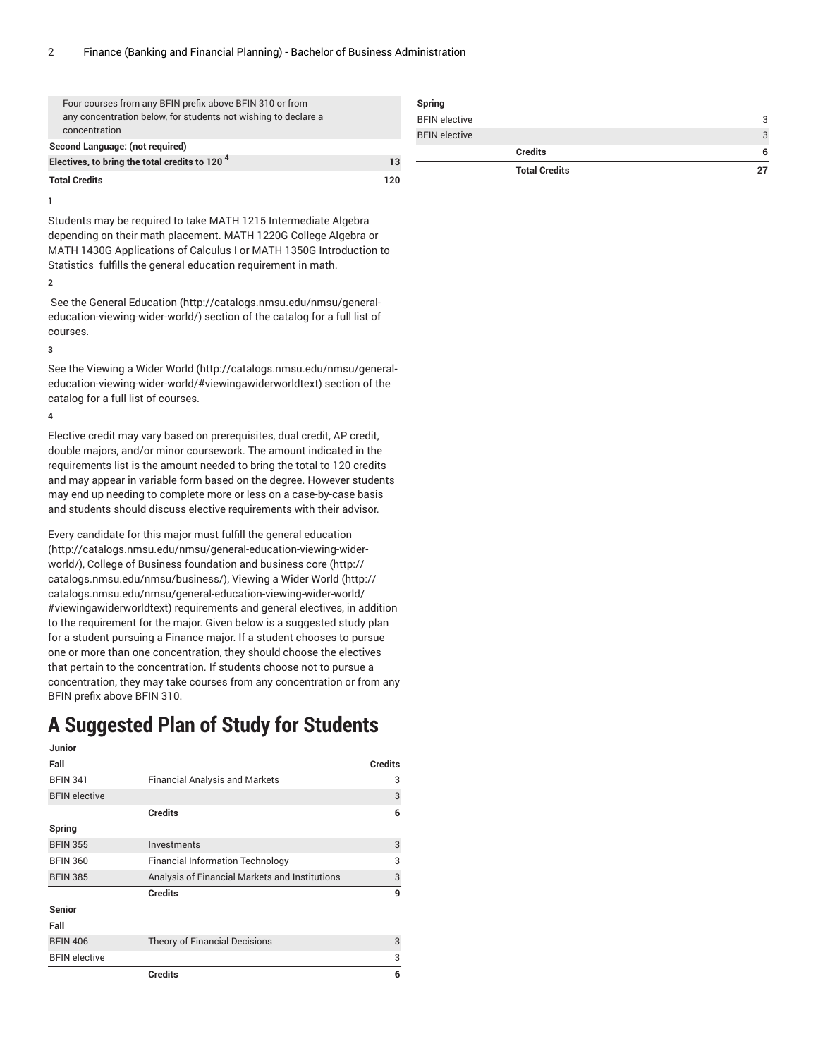| | |
|---|---|
| Four courses from any BFIN prefix above BFIN 310 or from any concentration below, for students not wishing to declare a concentration | |
| **Second Language: (not required)** | |
| **Electives, to bring the total credits to 120 [4]** | **13** |
| **Total Credits** | **120** |

**1**

Students may be required to take MATH 1215 Intermediate Algebra depending on their math placement. MATH 1220G College Algebra or MATH 1430G Applications of Calculus I or MATH 1350G Introduction to Statistics fulfills the general education requirement in math.

**2**

See the General Education (http://catalogs.nmsu.edu/nmsu/general-education-viewing-wider-world/) section of the catalog for a full list of courses.

**3**

See the Viewing a Wider World (http://catalogs.nmsu.edu/nmsu/general-education-viewing-wider-world/#viewingawiderworldtext) section of the catalog for a full list of courses.

**4**

Elective credit may vary based on prerequisites, dual credit, AP credit, double majors, and/or minor coursework. The amount indicated in the requirements list is the amount needed to bring the total to 120 credits and may appear in variable form based on the degree. However students may end up needing to complete more or less on a case-by-case basis and students should discuss elective requirements with their advisor.

Every candidate for this major must fulfill the general education (http://catalogs.nmsu.edu/nmsu/general-education-viewing-wider-world/), College of Business foundation and business core (http://catalogs.nmsu.edu/nmsu/business/), Viewing a Wider World (http://catalogs.nmsu.edu/nmsu/general-education-viewing-wider-world/#viewingawiderworldtext) requirements and general electives, in addition to the requirement for the major. Given below is a suggested study plan for a student pursuing a Finance major. If a student chooses to pursue one or more than one concentration, they should choose the electives that pertain to the concentration. If students choose not to pursue a concentration, they may take courses from any concentration or from any BFIN prefix above BFIN 310.

# A Suggested Plan of Study for Students

| | | |
|---|---|---|
| **Junior** | | |
| **Fall** | | **Credits** |
| BFIN 341 | Financial Analysis and Markets | 3 |
| BFIN elective | | 3 |
| | **Credits** | **6** |
| **Spring** | | |
| BFIN 355 | Investments | 3 |
| BFIN 360 | Financial Information Technology | 3 |
| BFIN 385 | Analysis of Financial Markets and Institutions | 3 |
| | **Credits** | **9** |
| **Senior** | | |
| **Fall** | | |
| BFIN 406 | Theory of Financial Decisions | 3 |
| BFIN elective | | 3 |
| | **Credits** | **6** |
| **Spring** | | |
| BFIN elective | | 3 |
| BFIN elective | | 3 |
| | **Credits** | **6** |
| | **Total Credits** | **27** |